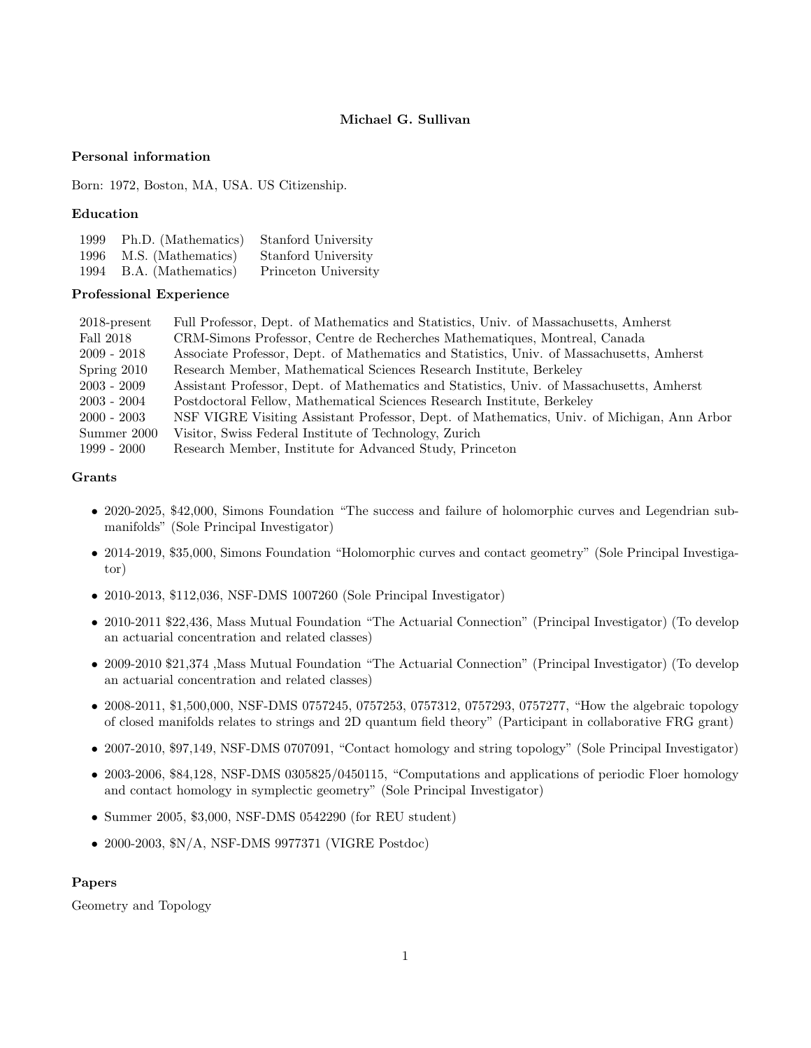# Michael G. Sullivan

## Personal information

Born: 1972, Boston, MA, USA. US Citizenship.

## Education

| | | |
|---|---|---|
| 1999 | Ph.D. (Mathematics) | Stanford University |
| 1996 | M.S. (Mathematics) | Stanford University |
| 1994 | B.A. (Mathematics) | Princeton University |

## Professional Experience

| | |
|---|---|
| 2018-present | Full Professor, Dept. of Mathematics and Statistics, Univ. of Massachusetts, Amherst |
| Fall 2018 | CRM-Simons Professor, Centre de Recherches Mathematiques, Montreal, Canada |
| 2009 - 2018 | Associate Professor, Dept. of Mathematics and Statistics, Univ. of Massachusetts, Amherst |
| Spring 2010 | Research Member, Mathematical Sciences Research Institute, Berkeley |
| 2003 - 2009 | Assistant Professor, Dept. of Mathematics and Statistics, Univ. of Massachusetts, Amherst |
| 2003 - 2004 | Postdoctoral Fellow, Mathematical Sciences Research Institute, Berkeley |
| 2000 - 2003 | NSF VIGRE Visiting Assistant Professor, Dept. of Mathematics, Univ. of Michigan, Ann Arbor |
| Summer 2000 | Visitor, Swiss Federal Institute of Technology, Zurich |
| 1999 - 2000 | Research Member, Institute for Advanced Study, Princeton |

## Grants

- 2020-2025, $42,000, Simons Foundation "The success and failure of holomorphic curves and Legendrian submanifolds" (Sole Principal Investigator)
- 2014-2019, $35,000, Simons Foundation "Holomorphic curves and contact geometry" (Sole Principal Investigator)
- 2010-2013, $112,036, NSF-DMS 1007260 (Sole Principal Investigator)
- 2010-2011 $22,436, Mass Mutual Foundation "The Actuarial Connection" (Principal Investigator) (To develop an actuarial concentration and related classes)
- 2009-2010 $21,374 ,Mass Mutual Foundation "The Actuarial Connection" (Principal Investigator) (To develop an actuarial concentration and related classes)
- 2008-2011, $1,500,000, NSF-DMS 0757245, 0757253, 0757312, 0757293, 0757277, "How the algebraic topology of closed manifolds relates to strings and 2D quantum field theory" (Participant in collaborative FRG grant)
- 2007-2010, $97,149, NSF-DMS 0707091, "Contact homology and string topology" (Sole Principal Investigator)
- 2003-2006, $84,128, NSF-DMS 0305825/0450115, "Computations and applications of periodic Floer homology and contact homology in symplectic geometry" (Sole Principal Investigator)
- Summer 2005, $3,000, NSF-DMS 0542290 (for REU student)
- 2000-2003, $N/A, NSF-DMS 9977371 (VIGRE Postdoc)

## Papers

Geometry and Topology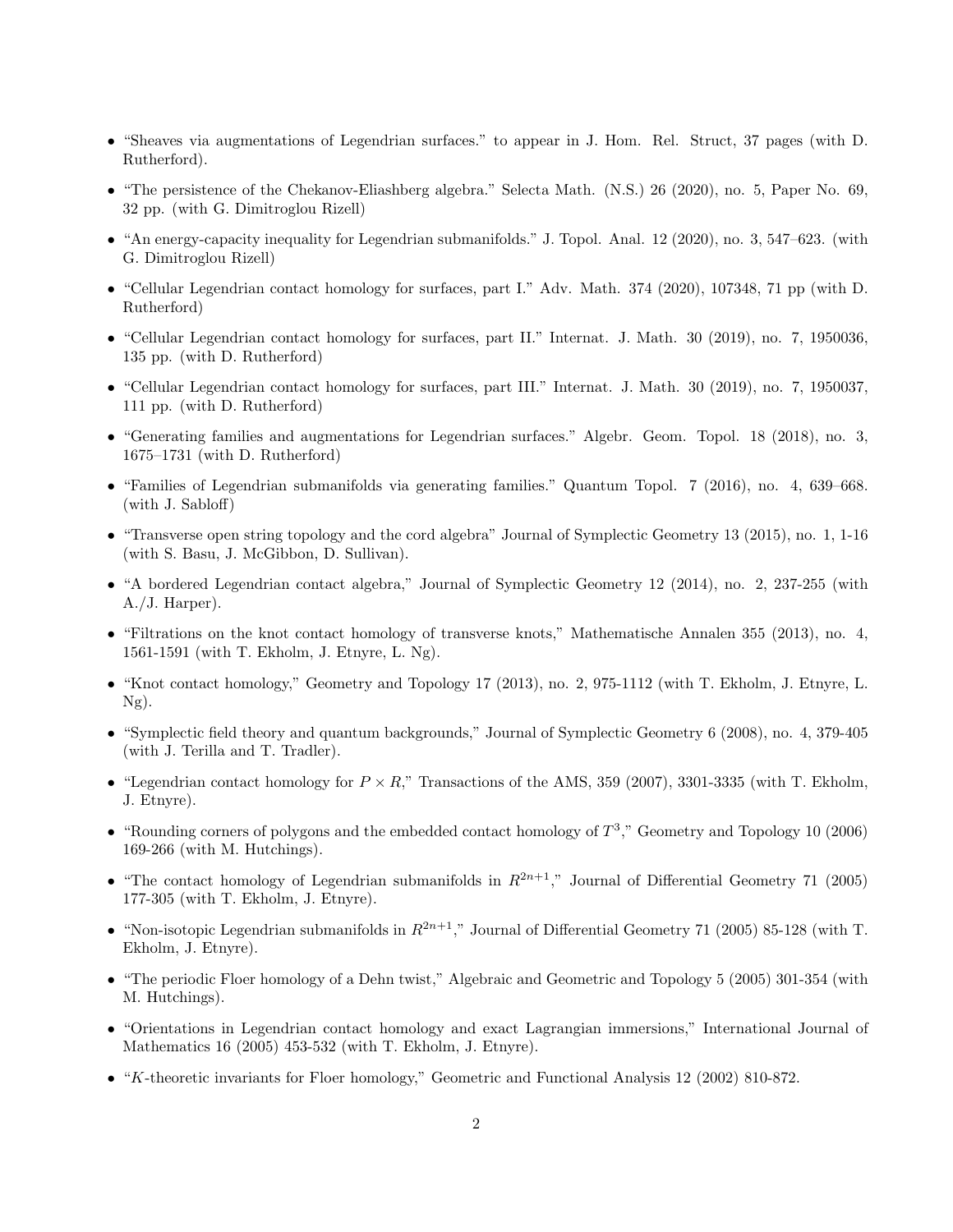- "Sheaves via augmentations of Legendrian surfaces." to appear in J. Hom. Rel. Struct, 37 pages (with D. Rutherford).
- "The persistence of the Chekanov-Eliashberg algebra." Selecta Math. (N.S.) 26 (2020), no. 5, Paper No. 69, 32 pp. (with G. Dimitroglou Rizell)
- "An energy-capacity inequality for Legendrian submanifolds." J. Topol. Anal. 12 (2020), no. 3, 547–623. (with G. Dimitroglou Rizell)
- "Cellular Legendrian contact homology for surfaces, part I." Adv. Math. 374 (2020), 107348, 71 pp (with D. Rutherford)
- "Cellular Legendrian contact homology for surfaces, part II." Internat. J. Math. 30 (2019), no. 7, 1950036, 135 pp. (with D. Rutherford)
- "Cellular Legendrian contact homology for surfaces, part III." Internat. J. Math. 30 (2019), no. 7, 1950037, 111 pp. (with D. Rutherford)
- "Generating families and augmentations for Legendrian surfaces." Algebr. Geom. Topol. 18 (2018), no. 3, 1675–1731 (with D. Rutherford)
- "Families of Legendrian submanifolds via generating families." Quantum Topol. 7 (2016), no. 4, 639–668. (with J. Sabloff)
- "Transverse open string topology and the cord algebra" Journal of Symplectic Geometry 13 (2015), no. 1, 1-16 (with S. Basu, J. McGibbon, D. Sullivan).
- "A bordered Legendrian contact algebra," Journal of Symplectic Geometry 12 (2014), no. 2, 237-255 (with A./J. Harper).
- "Filtrations on the knot contact homology of transverse knots," Mathematische Annalen 355 (2013), no. 4, 1561-1591 (with T. Ekholm, J. Etnyre, L. Ng).
- "Knot contact homology," Geometry and Topology 17 (2013), no. 2, 975-1112 (with T. Ekholm, J. Etnyre, L. Ng).
- "Symplectic field theory and quantum backgrounds," Journal of Symplectic Geometry 6 (2008), no. 4, 379-405 (with J. Terilla and T. Tradler).
- "Legendrian contact homology for $P \times R$," Transactions of the AMS, 359 (2007), 3301-3335 (with T. Ekholm, J. Etnyre).
- "Rounding corners of polygons and the embedded contact homology of $T^3$," Geometry and Topology 10 (2006) 169-266 (with M. Hutchings).
- "The contact homology of Legendrian submanifolds in $R^{2n+1}$," Journal of Differential Geometry 71 (2005) 177-305 (with T. Ekholm, J. Etnyre).
- "Non-isotopic Legendrian submanifolds in $R^{2n+1}$," Journal of Differential Geometry 71 (2005) 85-128 (with T. Ekholm, J. Etnyre).
- "The periodic Floer homology of a Dehn twist," Algebraic and Geometric and Topology 5 (2005) 301-354 (with M. Hutchings).
- "Orientations in Legendrian contact homology and exact Lagrangian immersions," International Journal of Mathematics 16 (2005) 453-532 (with T. Ekholm, J. Etnyre).
- "$K$-theoretic invariants for Floer homology," Geometric and Functional Analysis 12 (2002) 810-872.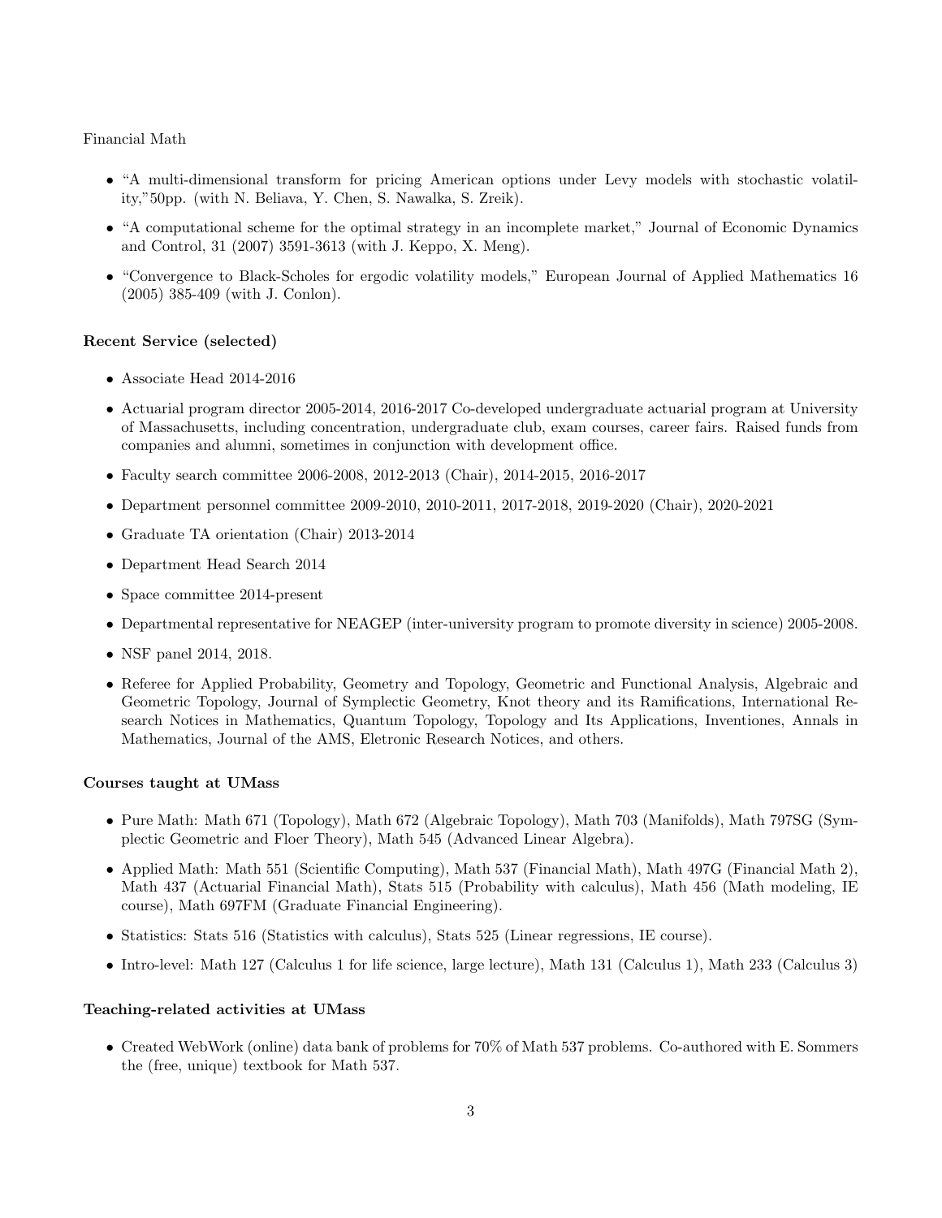Financial Math

- "A multi-dimensional transform for pricing American options under Levy models with stochastic volatility,"50pp. (with N. Beliava, Y. Chen, S. Nawalka, S. Zreik).
- "A computational scheme for the optimal strategy in an incomplete market," Journal of Economic Dynamics and Control, 31 (2007) 3591-3613 (with J. Keppo, X. Meng).
- "Convergence to Black-Scholes for ergodic volatility models," European Journal of Applied Mathematics 16 (2005) 385-409 (with J. Conlon).

### Recent Service (selected)

- Associate Head 2014-2016
- Actuarial program director 2005-2014, 2016-2017 Co-developed undergraduate actuarial program at University of Massachusetts, including concentration, undergraduate club, exam courses, career fairs. Raised funds from companies and alumni, sometimes in conjunction with development office.
- Faculty search committee 2006-2008, 2012-2013 (Chair), 2014-2015, 2016-2017
- Department personnel committee 2009-2010, 2010-2011, 2017-2018, 2019-2020 (Chair), 2020-2021
- Graduate TA orientation (Chair) 2013-2014
- Department Head Search 2014
- Space committee 2014-present
- Departmental representative for NEAGEP (inter-university program to promote diversity in science) 2005-2008.
- NSF panel 2014, 2018.
- Referee for Applied Probability, Geometry and Topology, Geometric and Functional Analysis, Algebraic and Geometric Topology, Journal of Symplectic Geometry, Knot theory and its Ramifications, International Research Notices in Mathematics, Quantum Topology, Topology and Its Applications, Inventiones, Annals in Mathematics, Journal of the AMS, Eletronic Research Notices, and others.

### Courses taught at UMass

- Pure Math: Math 671 (Topology), Math 672 (Algebraic Topology), Math 703 (Manifolds), Math 797SG (Symplectic Geometric and Floer Theory), Math 545 (Advanced Linear Algebra).
- Applied Math: Math 551 (Scientific Computing), Math 537 (Financial Math), Math 497G (Financial Math 2), Math 437 (Actuarial Financial Math), Stats 515 (Probability with calculus), Math 456 (Math modeling, IE course), Math 697FM (Graduate Financial Engineering).
- Statistics: Stats 516 (Statistics with calculus), Stats 525 (Linear regressions, IE course).
- Intro-level: Math 127 (Calculus 1 for life science, large lecture), Math 131 (Calculus 1), Math 233 (Calculus 3)

### Teaching-related activities at UMass

- Created WebWork (online) data bank of problems for 70% of Math 537 problems. Co-authored with E. Sommers the (free, unique) textbook for Math 537.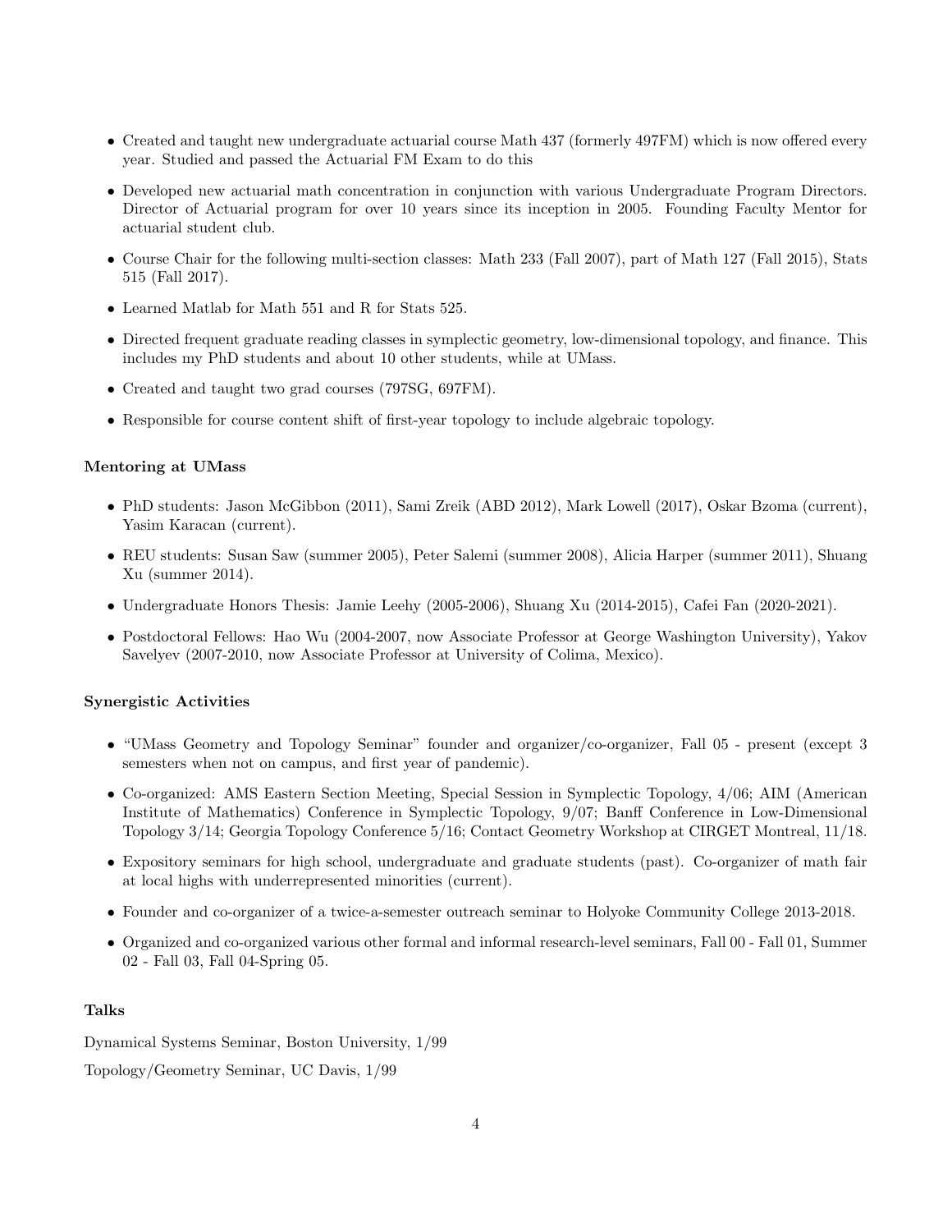- Created and taught new undergraduate actuarial course Math 437 (formerly 497FM) which is now offered every year. Studied and passed the Actuarial FM Exam to do this
- Developed new actuarial math concentration in conjunction with various Undergraduate Program Directors. Director of Actuarial program for over 10 years since its inception in 2005. Founding Faculty Mentor for actuarial student club.
- Course Chair for the following multi-section classes: Math 233 (Fall 2007), part of Math 127 (Fall 2015), Stats 515 (Fall 2017).
- Learned Matlab for Math 551 and R for Stats 525.
- Directed frequent graduate reading classes in symplectic geometry, low-dimensional topology, and finance. This includes my PhD students and about 10 other students, while at UMass.
- Created and taught two grad courses (797SG, 697FM).
- Responsible for course content shift of first-year topology to include algebraic topology.

**Mentoring at UMass**

- PhD students: Jason McGibbon (2011), Sami Zreik (ABD 2012), Mark Lowell (2017), Oskar Bzoma (current), Yasim Karacan (current).
- REU students: Susan Saw (summer 2005), Peter Salemi (summer 2008), Alicia Harper (summer 2011), Shuang Xu (summer 2014).
- Undergraduate Honors Thesis: Jamie Leehy (2005-2006), Shuang Xu (2014-2015), Cafei Fan (2020-2021).
- Postdoctoral Fellows: Hao Wu (2004-2007, now Associate Professor at George Washington University), Yakov Savelyev (2007-2010, now Associate Professor at University of Colima, Mexico).

**Synergistic Activities**

- "UMass Geometry and Topology Seminar" founder and organizer/co-organizer, Fall 05 - present (except 3 semesters when not on campus, and first year of pandemic).
- Co-organized: AMS Eastern Section Meeting, Special Session in Symplectic Topology, 4/06; AIM (American Institute of Mathematics) Conference in Symplectic Topology, 9/07; Banff Conference in Low-Dimensional Topology 3/14; Georgia Topology Conference 5/16; Contact Geometry Workshop at CIRGET Montreal, 11/18.
- Expository seminars for high school, undergraduate and graduate students (past). Co-organizer of math fair at local highs with underrepresented minorities (current).
- Founder and co-organizer of a twice-a-semester outreach seminar to Holyoke Community College 2013-2018.
- Organized and co-organized various other formal and informal research-level seminars, Fall 00 - Fall 01, Summer 02 - Fall 03, Fall 04-Spring 05.

**Talks**

Dynamical Systems Seminar, Boston University, 1/99

Topology/Geometry Seminar, UC Davis, 1/99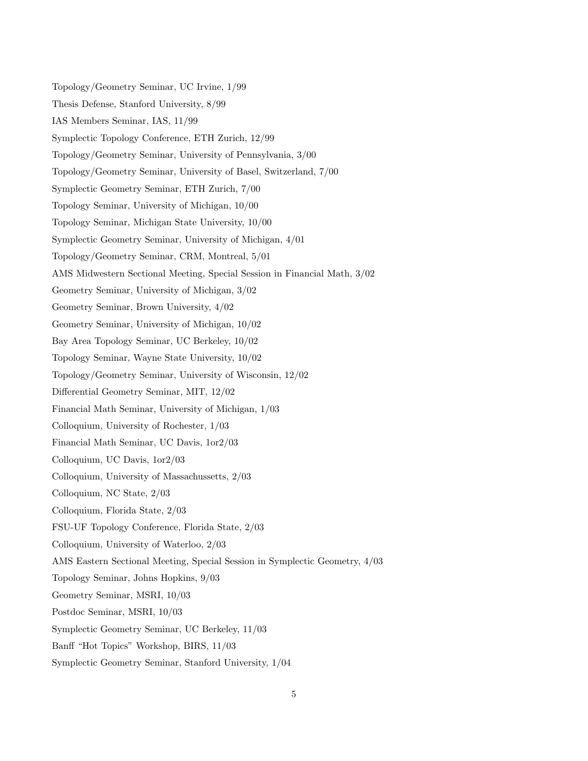Topology/Geometry Seminar, UC Irvine, 1/99

Thesis Defense, Stanford University, 8/99

IAS Members Seminar, IAS, 11/99

Symplectic Topology Conference, ETH Zurich, 12/99

Topology/Geometry Seminar, University of Pennsylvania, 3/00

Topology/Geometry Seminar, University of Basel, Switzerland, 7/00

Symplectic Geometry Seminar, ETH Zurich, 7/00

Topology Seminar, University of Michigan, 10/00

Topology Seminar, Michigan State University, 10/00

Symplectic Geometry Seminar, University of Michigan, 4/01

Topology/Geometry Seminar, CRM, Montreal, 5/01

AMS Midwestern Sectional Meeting, Special Session in Financial Math, 3/02

Geometry Seminar, University of Michigan, 3/02

Geometry Seminar, Brown University, 4/02

Geometry Seminar, University of Michigan, 10/02

Bay Area Topology Seminar, UC Berkeley, 10/02

Topology Seminar, Wayne State University, 10/02

Topology/Geometry Seminar, University of Wisconsin, 12/02

Differential Geometry Seminar, MIT, 12/02

Financial Math Seminar, University of Michigan, 1/03

Colloquium, University of Rochester, 1/03

Financial Math Seminar, UC Davis, 1or2/03

Colloquium, UC Davis, 1or2/03

Colloquium, University of Massachussetts, 2/03

Colloquium, NC State, 2/03

Colloquium, Florida State, 2/03

FSU-UF Topology Conference, Florida State, 2/03

Colloquium, University of Waterloo, 2/03

AMS Eastern Sectional Meeting, Special Session in Symplectic Geometry, 4/03

Topology Seminar, Johns Hopkins, 9/03

Geometry Seminar, MSRI, 10/03

Postdoc Seminar, MSRI, 10/03

Symplectic Geometry Seminar, UC Berkeley, 11/03

Banff "Hot Topics" Workshop, BIRS, 11/03

Symplectic Geometry Seminar, Stanford University, 1/04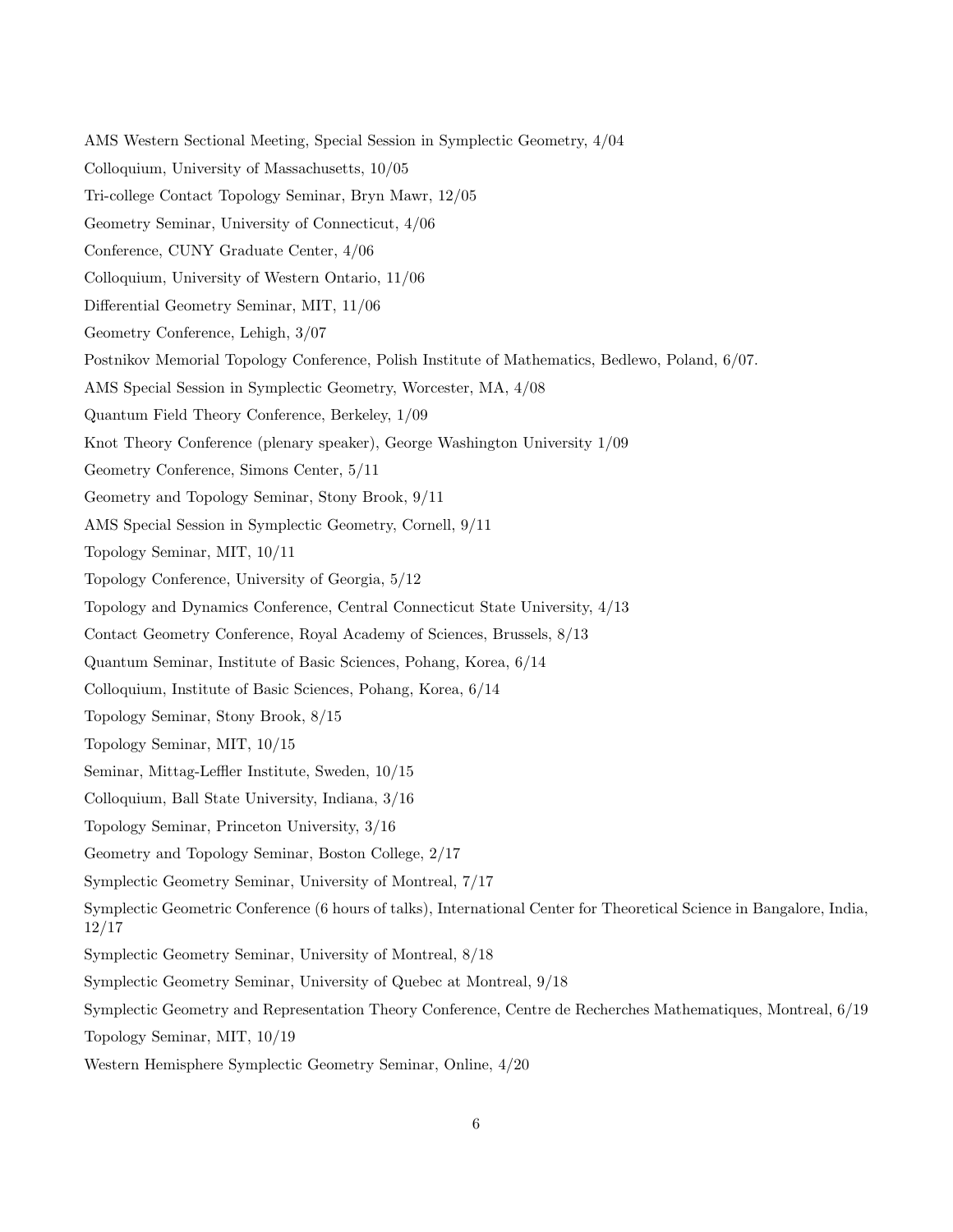AMS Western Sectional Meeting, Special Session in Symplectic Geometry, 4/04

Colloquium, University of Massachusetts, 10/05

Tri-college Contact Topology Seminar, Bryn Mawr, 12/05

Geometry Seminar, University of Connecticut, 4/06

Conference, CUNY Graduate Center, 4/06

Colloquium, University of Western Ontario, 11/06

Differential Geometry Seminar, MIT, 11/06

Geometry Conference, Lehigh, 3/07

Postnikov Memorial Topology Conference, Polish Institute of Mathematics, Bedlewo, Poland, 6/07.

AMS Special Session in Symplectic Geometry, Worcester, MA, 4/08

Quantum Field Theory Conference, Berkeley, 1/09

Knot Theory Conference (plenary speaker), George Washington University 1/09

Geometry Conference, Simons Center, 5/11

Geometry and Topology Seminar, Stony Brook, 9/11

AMS Special Session in Symplectic Geometry, Cornell, 9/11

Topology Seminar, MIT, 10/11

Topology Conference, University of Georgia, 5/12

Topology and Dynamics Conference, Central Connecticut State University, 4/13

Contact Geometry Conference, Royal Academy of Sciences, Brussels, 8/13

Quantum Seminar, Institute of Basic Sciences, Pohang, Korea, 6/14

Colloquium, Institute of Basic Sciences, Pohang, Korea, 6/14

Topology Seminar, Stony Brook, 8/15

Topology Seminar, MIT, 10/15

Seminar, Mittag-Leffler Institute, Sweden, 10/15

Colloquium, Ball State University, Indiana, 3/16

Topology Seminar, Princeton University, 3/16

Geometry and Topology Seminar, Boston College, 2/17

Symplectic Geometry Seminar, University of Montreal, 7/17

Symplectic Geometric Conference (6 hours of talks), International Center for Theoretical Science in Bangalore, India, 12/17

Symplectic Geometry Seminar, University of Montreal, 8/18

Symplectic Geometry Seminar, University of Quebec at Montreal, 9/18

Symplectic Geometry and Representation Theory Conference, Centre de Recherches Mathematiques, Montreal, 6/19

Topology Seminar, MIT, 10/19

Western Hemisphere Symplectic Geometry Seminar, Online, 4/20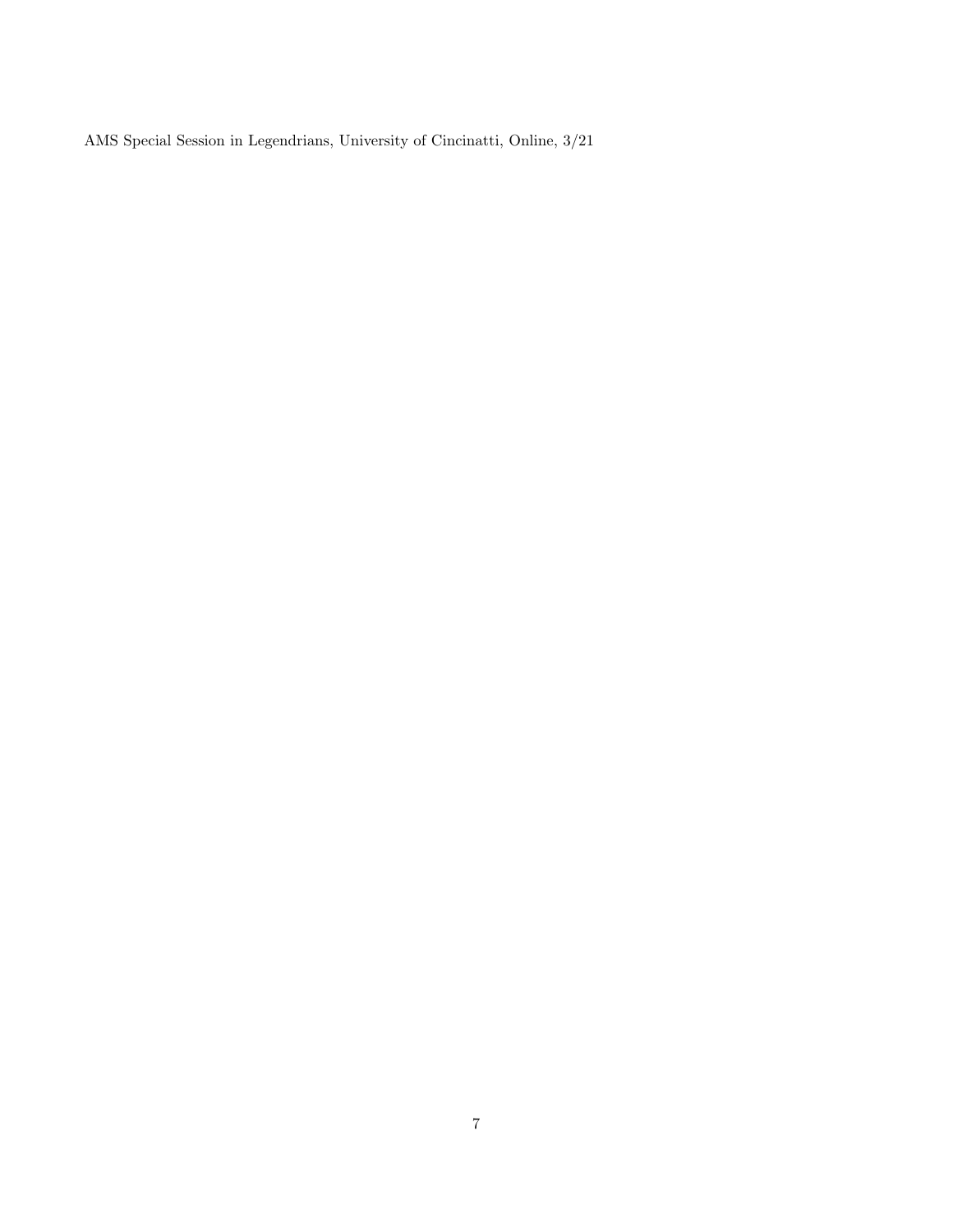AMS Special Session in Legendrians, University of Cincinatti, Online, 3/21